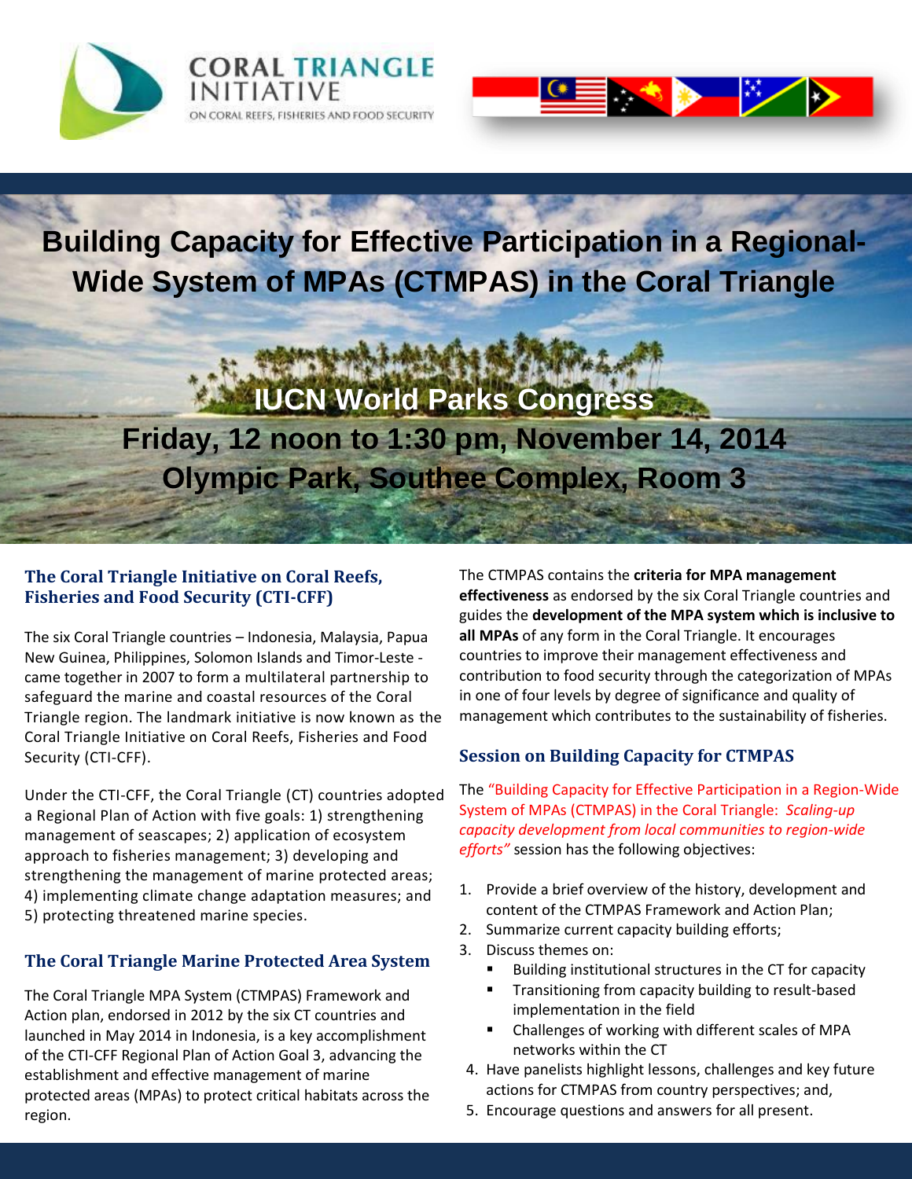CORAL TRIANGLE INITIATIVE
ON CORAL REEFS, FISHERIES AND FOOD SECURITY

# Building Capacity for Effective Participation in a Regional-Wide System of MPAs (CTMPAS) in the Coral Triangle

**IUCN World Parks Congress**
**Friday, 12 noon to 1:30 pm, November 14, 2014**
**Olympic Park, Southee Complex, Room 3**

## The Coral Triangle Initiative on Coral Reefs, Fisheries and Food Security (CTI-CFF)

The six Coral Triangle countries – Indonesia, Malaysia, Papua New Guinea, Philippines, Solomon Islands and Timor-Leste - came together in 2007 to form a multilateral partnership to safeguard the marine and coastal resources of the Coral Triangle region. The landmark initiative is now known as the Coral Triangle Initiative on Coral Reefs, Fisheries and Food Security (CTI-CFF).

Under the CTI-CFF, the Coral Triangle (CT) countries adopted a Regional Plan of Action with five goals: 1) strengthening management of seascapes; 2) application of ecosystem approach to fisheries management; 3) developing and strengthening the management of marine protected areas; 4) implementing climate change adaptation measures; and 5) protecting threatened marine species.

## The Coral Triangle Marine Protected Area System

The Coral Triangle MPA System (CTMPAS) Framework and Action plan, endorsed in 2012 by the six CT countries and launched in May 2014 in Indonesia, is a key accomplishment of the CTI-CFF Regional Plan of Action Goal 3, advancing the establishment and effective management of marine protected areas (MPAs) to protect critical habitats across the region.

The CTMPAS contains the **criteria for MPA management effectiveness** as endorsed by the six Coral Triangle countries and guides the **development of the MPA system which is inclusive to all MPAs** of any form in the Coral Triangle. It encourages countries to improve their management effectiveness and contribution to food security through the categorization of MPAs in one of four levels by degree of significance and quality of management which contributes to the sustainability of fisheries.

## Session on Building Capacity for CTMPAS

The "Building Capacity for Effective Participation in a Region-Wide System of MPAs (CTMPAS) in the Coral Triangle: *Scaling-up capacity development from local communities to region-wide efforts"* session has the following objectives:

1. Provide a brief overview of the history, development and content of the CTMPAS Framework and Action Plan;
2. Summarize current capacity building efforts;
3. Discuss themes on:
   - Building institutional structures in the CT for capacity
   - Transitioning from capacity building to result-based implementation in the field
   - Challenges of working with different scales of MPA networks within the CT
4. Have panelists highlight lessons, challenges and key future actions for CTMPAS from country perspectives; and,
5. Encourage questions and answers for all present.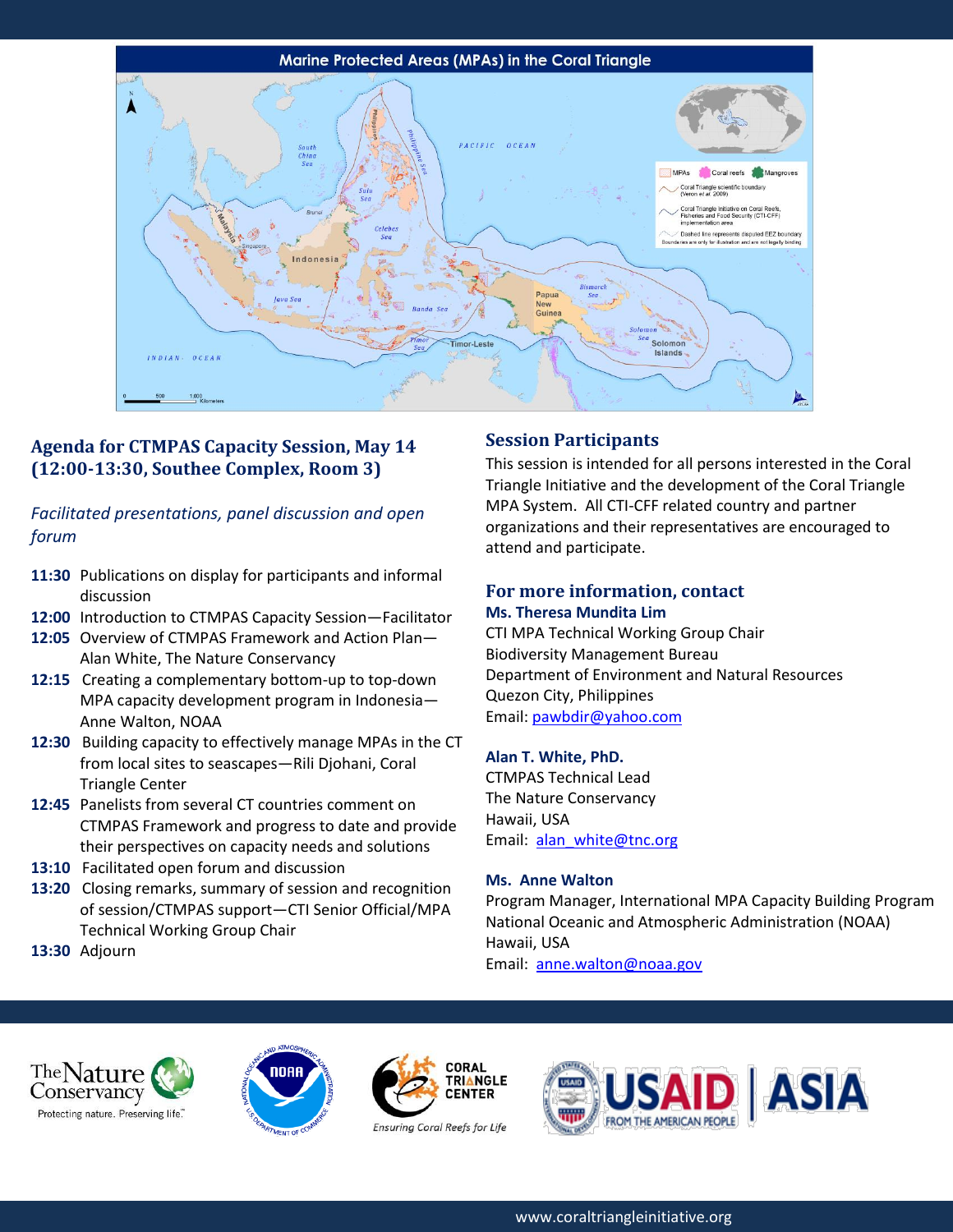Marine Protected Areas (MPAs) in the Coral Triangle

## Agenda for CTMPAS Capacity Session, May 14 (12:00-13:30, Southee Complex, Room 3)

*Facilitated presentations, panel discussion and open forum*

- **11:30** Publications on display for participants and informal discussion
- **12:00** Introduction to CTMPAS Capacity Session—Facilitator
- **12:05** Overview of CTMPAS Framework and Action Plan—Alan White, The Nature Conservancy
- **12:15** Creating a complementary bottom-up to top-down MPA capacity development program in Indonesia—Anne Walton, NOAA
- **12:30** Building capacity to effectively manage MPAs in the CT from local sites to seascapes—Rili Djohani, Coral Triangle Center
- **12:45** Panelists from several CT countries comment on CTMPAS Framework and progress to date and provide their perspectives on capacity needs and solutions
- **13:10** Facilitated open forum and discussion
- **13:20** Closing remarks, summary of session and recognition of session/CTMPAS support—CTI Senior Official/MPA Technical Working Group Chair
- **13:30** Adjourn

## Session Participants

This session is intended for all persons interested in the Coral Triangle Initiative and the development of the Coral Triangle MPA System. All CTI-CFF related country and partner organizations and their representatives are encouraged to attend and participate.

## For more information, contact

**Ms. Theresa Mundita Lim**
CTI MPA Technical Working Group Chair
Biodiversity Management Bureau
Department of Environment and Natural Resources
Quezon City, Philippines
Email: pawbdir@yahoo.com

**Alan T. White, PhD.**
CTMPAS Technical Lead
The Nature Conservancy
Hawaii, USA
Email: alan_white@tnc.org

**Ms. Anne Walton**
Program Manager, International MPA Capacity Building Program
National Oceanic and Atmospheric Administration (NOAA)
Hawaii, USA
Email: anne.walton@noaa.gov

www.coraltriangleinitiative.org